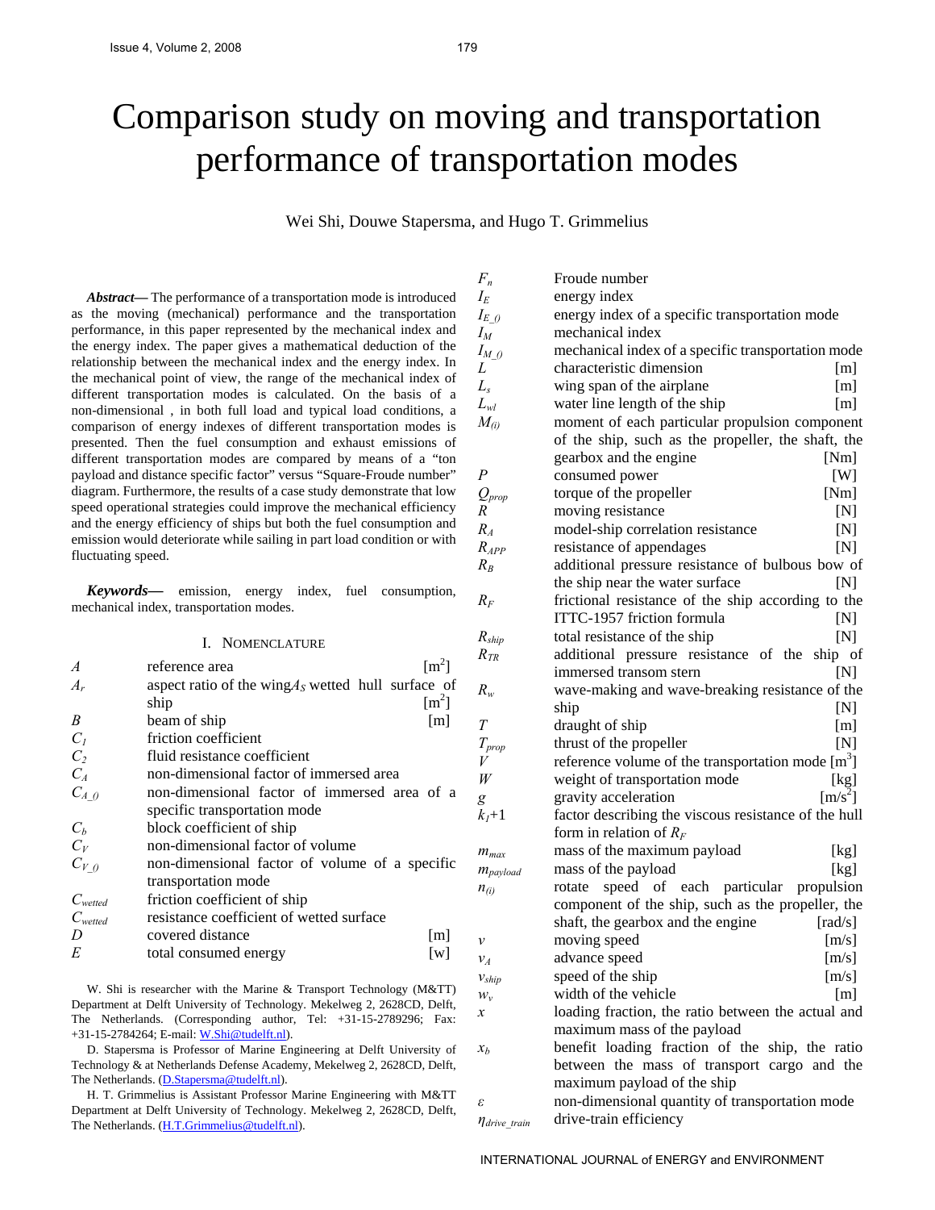# Comparison study on moving and transportation performance of transportation modes

Wei Shi, Douwe Stapersma, and Hugo T. Grimmelius

***Abstract*—** The performance of a transportation mode is introduced as the moving (mechanical) performance and the transportation performance, in this paper represented by the mechanical index and the energy index. The paper gives a mathematical deduction of the relationship between the mechanical index and the energy index. In the mechanical point of view, the range of the mechanical index of different transportation modes is calculated. On the basis of a non-dimensional , in both full load and typical load conditions, a comparison of energy indexes of different transportation modes is presented. Then the fuel consumption and exhaust emissions of different transportation modes are compared by means of a "ton payload and distance specific factor" versus "Square-Froude number" diagram. Furthermore, the results of a case study demonstrate that low speed operational strategies could improve the mechanical efficiency and the energy efficiency of ships but both the fuel consumption and emission would deteriorate while sailing in part load condition or with fluctuating speed.

***Keywords*—** emission, energy index, fuel consumption, mechanical index, transportation modes.

## I. Nomenclature

| Symbol | Description | Unit |
|---|---|---|
| $A$ | reference area | [m$^2$] |
| $A_r$ | aspect ratio of the wing$A_S$ wetted hull surface of ship | [m$^2$] |
| $B$ | beam of ship | [m] |
| $C_1$ | friction coefficient | |
| $C_2$ | fluid resistance coefficient | |
| $C_A$ | non-dimensional factor of immersed area | |
| $C_{A\_()}$ | non-dimensional factor of immersed area of a specific transportation mode | |
| $C_b$ | block coefficient of ship | |
| $C_V$ | non-dimensional factor of volume | |
| $C_{V\_()}$ | non-dimensional factor of volume of a specific transportation mode | |
| $C_{wetted}$ | friction coefficient of ship | |
| $C_{wetted}$ | resistance coefficient of wetted surface | |
| $D$ | covered distance | [m] |
| $E$ | total consumed energy | [w] |
| $F_n$ | Froude number | |
| $I_E$ | energy index | |
| $I_{E\_()}$ | energy index of a specific transportation mode | |
| $I_M$ | mechanical index | |
| $I_{M\_()}$ | mechanical index of a specific transportation mode | |
| $L$ | characteristic dimension | [m] |
| $L_s$ | wing span of the airplane | [m] |
| $L_{wl}$ | water line length of the ship | [m] |
| $M_{(i)}$ | moment of each particular propulsion component of the ship, such as the propeller, the shaft, the gearbox and the engine | [Nm] |
| $P$ | consumed power | [W] |
| $Q_{prop}$ | torque of the propeller | [Nm] |
| $R$ | moving resistance | [N] |
| $R_A$ | model-ship correlation resistance | [N] |
| $R_{APP}$ | resistance of appendages | [N] |
| $R_B$ | additional pressure resistance of bulbous bow of the ship near the water surface | [N] |
| $R_F$ | frictional resistance of the ship according to the ITTC-1957 friction formula | [N] |
| $R_{ship}$ | total resistance of the ship | [N] |
| $R_{TR}$ | additional pressure resistance of the ship of immersed transom stern | [N] |
| $R_w$ | wave-making and wave-breaking resistance of the ship | [N] |
| $T$ | draught of ship | [m] |
| $T_{prop}$ | thrust of the propeller | [N] |
| $V$ | reference volume of the transportation mode | [m$^3$] |
| $W$ | weight of transportation mode | [kg] |
| $g$ | gravity acceleration | [m/s$^2$] |
| $k_1$+1 | factor describing the viscous resistance of the hull form in relation of $R_F$ | |
| $m_{max}$ | mass of the maximum payload | [kg] |
| $m_{payload}$ | mass of the payload | [kg] |
| $n_{(i)}$ | rotate speed of each particular propulsion component of the ship, such as the propeller, the shaft, the gearbox and the engine | [rad/s] |
| $v$ | moving speed | [m/s] |
| $v_A$ | advance speed | [m/s] |
| $v_{ship}$ | speed of the ship | [m/s] |
| $w_v$ | width of the vehicle | [m] |
| $x$ | loading fraction, the ratio between the actual and maximum mass of the payload | |
| $x_b$ | benefit loading fraction of the ship, the ratio between the mass of transport cargo and the maximum payload of the ship | |
| $\varepsilon$ | non-dimensional quantity of transportation mode | |
| $\eta_{drive\_train}$ | drive-train efficiency | |

W. Shi is researcher with the Marine & Transport Technology (M&TT) Department at Delft University of Technology. Mekelweg 2, 2628CD, Delft, The Netherlands. (Corresponding author, Tel: +31-15-2789296; Fax: +31-15-2784264; E-mail: W.Shi@tudelft.nl).

D. Stapersma is Professor of Marine Engineering at Delft University of Technology & at Netherlands Defense Academy, Mekelweg 2, 2628CD, Delft, The Netherlands. (D.Stapersma@tudelft.nl).

H. T. Grimmelius is Assistant Professor Marine Engineering with M&TT Department at Delft University of Technology. Mekelweg 2, 2628CD, Delft, The Netherlands. (H.T.Grimmelius@tudelft.nl).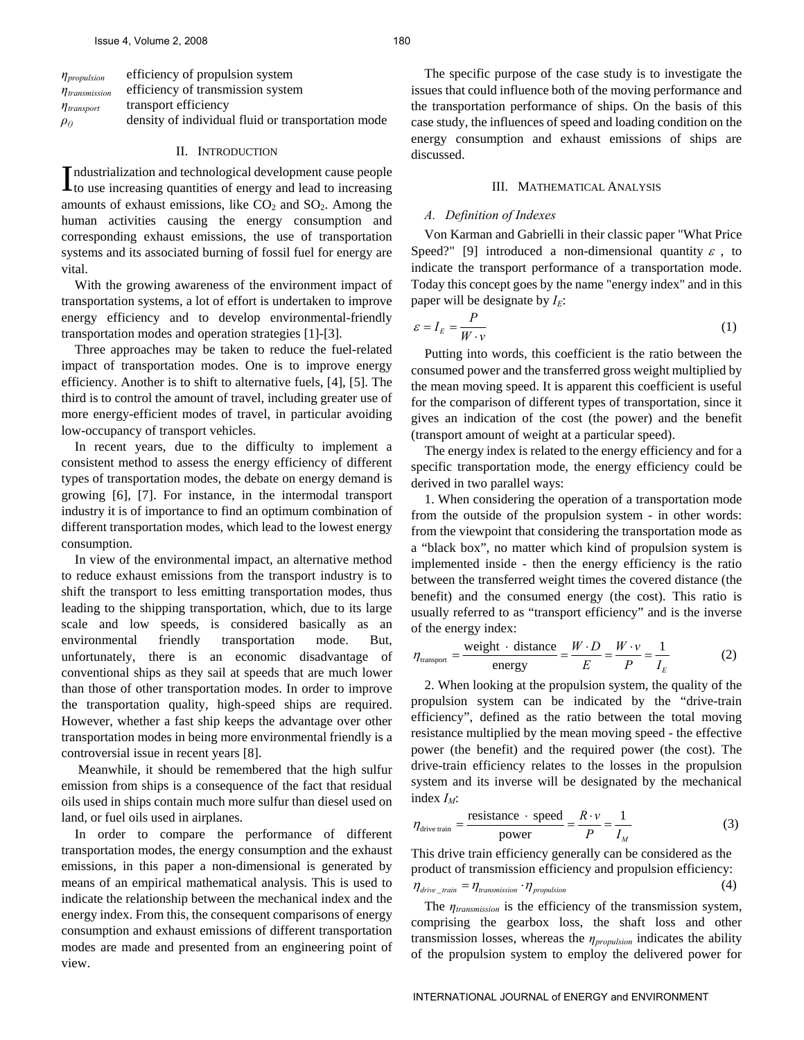| | |
|---|---|
| $\eta_{propulsion}$ | efficiency of propulsion system |
| $\eta_{transmission}$ | efficiency of transmission system |
| $\eta_{transport}$ | transport efficiency |
| $\rho_{()}$ | density of individual fluid or transportation mode |

## II. Introduction

Industrialization and technological development cause people to use increasing quantities of energy and lead to increasing amounts of exhaust emissions, like $CO_2$ and $SO_2$. Among the human activities causing the energy consumption and corresponding exhaust emissions, the use of transportation systems and its associated burning of fossil fuel for energy are vital.

With the growing awareness of the environment impact of transportation systems, a lot of effort is undertaken to improve energy efficiency and to develop environmental-friendly transportation modes and operation strategies [1]-[3].

Three approaches may be taken to reduce the fuel-related impact of transportation modes. One is to improve energy efficiency. Another is to shift to alternative fuels, [4], [5]. The third is to control the amount of travel, including greater use of more energy-efficient modes of travel, in particular avoiding low-occupancy of transport vehicles.

In recent years, due to the difficulty to implement a consistent method to assess the energy efficiency of different types of transportation modes, the debate on energy demand is growing [6], [7]. For instance, in the intermodal transport industry it is of importance to find an optimum combination of different transportation modes, which lead to the lowest energy consumption.

In view of the environmental impact, an alternative method to reduce exhaust emissions from the transport industry is to shift the transport to less emitting transportation modes, thus leading to the shipping transportation, which, due to its large scale and low speeds, is considered basically as an environmental friendly transportation mode. But, unfortunately, there is an economic disadvantage of conventional ships as they sail at speeds that are much lower than those of other transportation modes. In order to improve the transportation quality, high-speed ships are required. However, whether a fast ship keeps the advantage over other transportation modes in being more environmental friendly is a controversial issue in recent years [8].

Meanwhile, it should be remembered that the high sulfur emission from ships is a consequence of the fact that residual oils used in ships contain much more sulfur than diesel used on land, or fuel oils used in airplanes.

In order to compare the performance of different transportation modes, the energy consumption and the exhaust emissions, in this paper a non-dimensional is generated by means of an empirical mathematical analysis. This is used to indicate the relationship between the mechanical index and the energy index. From this, the consequent comparisons of energy consumption and exhaust emissions of different transportation modes are made and presented from an engineering point of view.

The specific purpose of the case study is to investigate the issues that could influence both of the moving performance and the transportation performance of ships. On the basis of this case study, the influences of speed and loading condition on the energy consumption and exhaust emissions of ships are discussed.

## III. Mathematical Analysis

### *A. Definition of Indexes*

Von Karman and Gabrielli in their classic paper "What Price Speed?" [9] introduced a non-dimensional quantity $\varepsilon$ , to indicate the transport performance of a transportation mode. Today this concept goes by the name "energy index" and in this paper will be designate by $I_E$:

$$\varepsilon = I_E = \frac{P}{W \cdot v} \tag{1}$$

Putting into words, this coefficient is the ratio between the consumed power and the transferred gross weight multiplied by the mean moving speed. It is apparent this coefficient is useful for the comparison of different types of transportation, since it gives an indication of the cost (the power) and the benefit (transport amount of weight at a particular speed).

The energy index is related to the energy efficiency and for a specific transportation mode, the energy efficiency could be derived in two parallel ways:

1. When considering the operation of a transportation mode from the outside of the propulsion system - in other words: from the viewpoint that considering the transportation mode as a "black box", no matter which kind of propulsion system is implemented inside - then the energy efficiency is the ratio between the transferred weight times the covered distance (the benefit) and the consumed energy (the cost). This ratio is usually referred to as "transport efficiency" and is the inverse of the energy index:

$$\eta_{\text{transport}} = \frac{\text{weight} \cdot \text{distance}}{\text{energy}} = \frac{W \cdot D}{E} = \frac{W \cdot v}{P} = \frac{1}{I_E} \tag{2}$$

2. When looking at the propulsion system, the quality of the propulsion system can be indicated by the "drive-train efficiency", defined as the ratio between the total moving resistance multiplied by the mean moving speed - the effective power (the benefit) and the required power (the cost). The drive-train efficiency relates to the losses in the propulsion system and its inverse will be designated by the mechanical index $I_M$:

$$\eta_{\text{drive train}} = \frac{\text{resistance} \cdot \text{speed}}{\text{power}} = \frac{R \cdot v}{P} = \frac{1}{I_M} \tag{3}$$

This drive train efficiency generally can be considered as the product of transmission efficiency and propulsion efficiency:

$$\eta_{drive\_train} = \eta_{transmission} \cdot \eta_{propulsion} \tag{4}$$

The $\eta_{transmission}$ is the efficiency of the transmission system, comprising the gearbox loss, the shaft loss and other transmission losses, whereas the $\eta_{propulsion}$ indicates the ability of the propulsion system to employ the delivered power for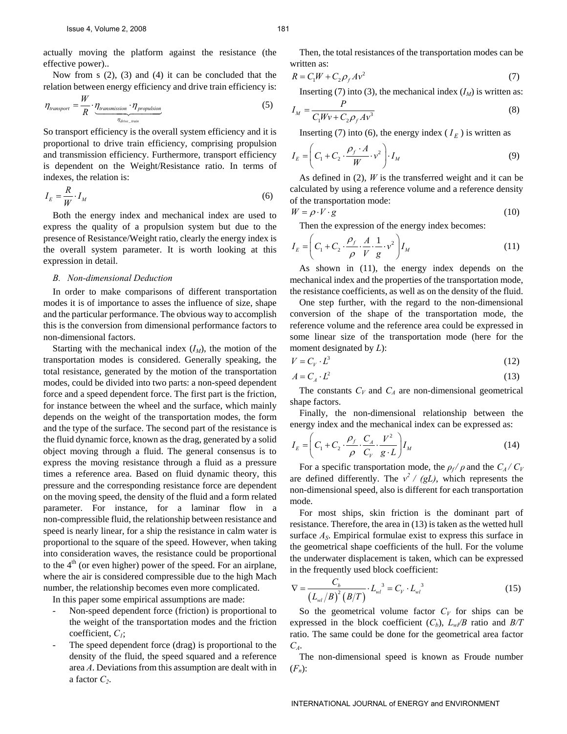actually moving the platform against the resistance (the effective power)..

Now from s (2), (3) and (4) it can be concluded that the relation between energy efficiency and drive train efficiency is:

$$\eta_{transport} = \frac{W}{R} \cdot \underbrace{\eta_{transmission} \cdot \eta_{propulsion}}_{\eta_{drive\_train}} \tag{5}$$

So transport efficiency is the overall system efficiency and it is proportional to drive train efficiency, comprising propulsion and transmission efficiency. Furthermore, transport efficiency is dependent on the Weight/Resistance ratio. In terms of indexes, the relation is:

$$I_E = \frac{R}{W} \cdot I_M \tag{6}$$

Both the energy index and mechanical index are used to express the quality of a propulsion system but due to the presence of Resistance/Weight ratio, clearly the energy index is the overall system parameter. It is worth looking at this expression in detail.

### *B. Non-dimensional Deduction*

In order to make comparisons of different transportation modes it is of importance to asses the influence of size, shape and the particular performance. The obvious way to accomplish this is the conversion from dimensional performance factors to non-dimensional factors.

Starting with the mechanical index ($I_M$), the motion of the transportation modes is considered. Generally speaking, the total resistance, generated by the motion of the transportation modes, could be divided into two parts: a non-speed dependent force and a speed dependent force. The first part is the friction, for instance between the wheel and the surface, which mainly depends on the weight of the transportation modes, the form and the type of the surface. The second part of the resistance is the fluid dynamic force, known as the drag, generated by a solid object moving through a fluid. The general consensus is to express the moving resistance through a fluid as a pressure times a reference area. Based on fluid dynamic theory, this pressure and the corresponding resistance force are dependent on the moving speed, the density of the fluid and a form related parameter. For instance, for a laminar flow in a non-compressible fluid, the relationship between resistance and speed is nearly linear, for a ship the resistance in calm water is proportional to the square of the speed. However, when taking into consideration waves, the resistance could be proportional to the 4th (or even higher) power of the speed. For an airplane, where the air is considered compressible due to the high Mach number, the relationship becomes even more complicated.

In this paper some empirical assumptions are made:

- Non-speed dependent force (friction) is proportional to the weight of the transportation modes and the friction coefficient, $C_1$;
- The speed dependent force (drag) is proportional to the density of the fluid, the speed squared and a reference area $A$. Deviations from this assumption are dealt with in a factor $C_2$.

Then, the total resistances of the transportation modes can be written as:

$$R = C_1 W + C_2 \rho_f A v^2 \tag{7}$$

Inserting (7) into (3), the mechanical index ($I_M$) is written as:

$$I_M = \frac{P}{C_1 W v + C_2 \rho_f A v^3} \tag{8}$$

Inserting (7) into (6), the energy index ( $I_E$ ) is written as

$$I_E = \left( C_1 + C_2 \cdot \frac{\rho_f \cdot A}{W} \cdot v^2 \right) \cdot I_M \tag{9}$$

As defined in (2), $W$ is the transferred weight and it can be calculated by using a reference volume and a reference density of the transportation mode:

$$W = \rho \cdot V \cdot g \tag{10}$$

Then the expression of the energy index becomes:

$$I_E = \left( C_1 + C_2 \cdot \frac{\rho_f}{\rho} \cdot \frac{A}{V} \cdot \frac{1}{g} \cdot v^2 \right) I_M \tag{11}$$

As shown in (11), the energy index depends on the mechanical index and the properties of the transportation mode, the resistance coefficients, as well as on the density of the fluid.

One step further, with the regard to the non-dimensional conversion of the shape of the transportation mode, the reference volume and the reference area could be expressed in some linear size of the transportation mode (here for the moment designated by $L$):

$$V = C_V \cdot L^3 \tag{12}$$

$$A = C_A \cdot L^2 \tag{13}$$

The constants $C_V$ and $C_A$ are non-dimensional geometrical shape factors.

Finally, the non-dimensional relationship between the energy index and the mechanical index can be expressed as:

$$I_E = \left( C_1 + C_2 \cdot \frac{\rho_f}{\rho} \cdot \frac{C_A}{C_V} \cdot \frac{V^2}{g \cdot L} \right) I_M \tag{14}$$

For a specific transportation mode, the $\rho_f / \rho$ and the $C_A / C_V$ are defined differently. The $v^2 / (gL)$, which represents the non-dimensional speed, also is different for each transportation mode.

For most ships, skin friction is the dominant part of resistance. Therefore, the area in (13) is taken as the wetted hull surface $A_S$. Empirical formulae exist to express this surface in the geometrical shape coefficients of the hull. For the volume the underwater displacement is taken, which can be expressed in the frequently used block coefficient:

$$\nabla = \frac{C_b}{\left(L_{wl}/B\right)^2 \left(B/T\right)} \cdot L_{wl}{}^3 = C_V \cdot L_{wl}{}^3 \tag{15}$$

So the geometrical volume factor $C_V$ for ships can be expressed in the block coefficient ($C_b$), $L_{wl}/B$ ratio and $B/T$ ratio. The same could be done for the geometrical area factor $C_A$.

The non-dimensional speed is known as Froude number ($F_n$):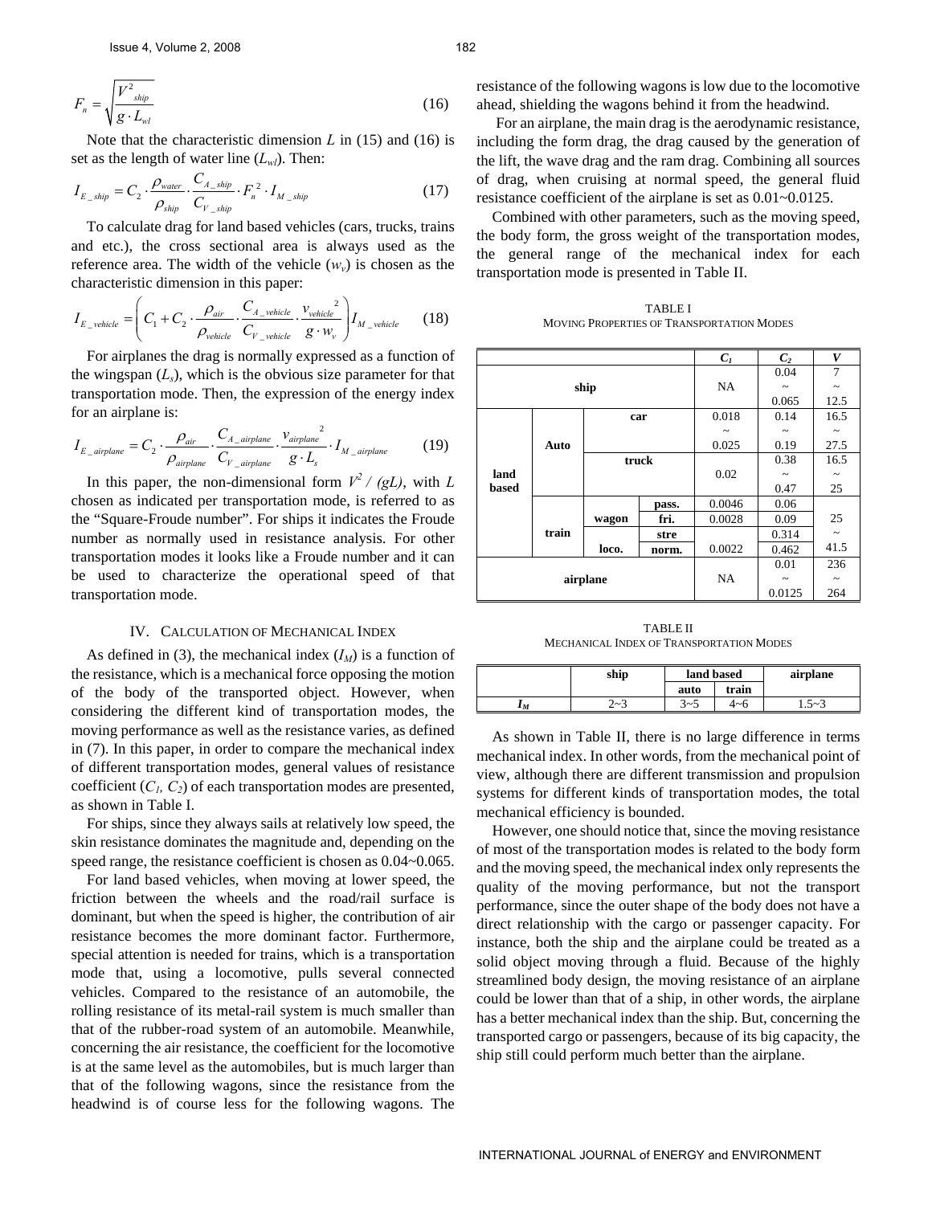$$F_n = \sqrt{\frac{V_{ship}^2}{g \cdot L_{wl}}} \tag{16}$$

Note that the characteristic dimension $L$ in (15) and (16) is set as the length of water line ($L_{wl}$). Then:

$$I_{E\_ship} = C_2 \cdot \frac{\rho_{water}}{\rho_{ship}} \cdot \frac{C_{A\_ship}}{C_{V\_ship}} \cdot F_n^2 \cdot I_{M\_ship} \tag{17}$$

To calculate drag for land based vehicles (cars, trucks, trains and etc.), the cross sectional area is always used as the reference area. The width of the vehicle ($w_v$) is chosen as the characteristic dimension in this paper:

$$I_{E\_vehicle} = \left( C_1 + C_2 \cdot \frac{\rho_{air}}{\rho_{vehicle}} \cdot \frac{C_{A\_vehicle}}{C_{V\_vehicle}} \cdot \frac{v_{vehicle}^2}{g \cdot w_v} \right) I_{M\_vehicle} \tag{18}$$

For airplanes the drag is normally expressed as a function of the wingspan ($L_s$), which is the obvious size parameter for that transportation mode. Then, the expression of the energy index for an airplane is:

$$I_{E\_airplane} = C_2 \cdot \frac{\rho_{air}}{\rho_{airplane}} \cdot \frac{C_{A\_airplane}}{C_{V\_airplane}} \cdot \frac{v_{airplane}^2}{g \cdot L_s} \cdot I_{M\_airplane} \tag{19}$$

In this paper, the non-dimensional form $V^2 / (gL)$, with $L$ chosen as indicated per transportation mode, is referred to as the "Square-Froude number". For ships it indicates the Froude number as normally used in resistance analysis. For other transportation modes it looks like a Froude number and it can be used to characterize the operational speed of that transportation mode.

## IV. Calculation of Mechanical Index

As defined in (3), the mechanical index ($I_M$) is a function of the resistance, which is a mechanical force opposing the motion of the body of the transported object. However, when considering the different kind of transportation modes, the moving performance as well as the resistance varies, as defined in (7). In this paper, in order to compare the mechanical index of different transportation modes, general values of resistance coefficient ($C_1$, $C_2$) of each transportation modes are presented, as shown in Table I.

For ships, since they always sails at relatively low speed, the skin resistance dominates the magnitude and, depending on the speed range, the resistance coefficient is chosen as 0.04~0.065.

For land based vehicles, when moving at lower speed, the friction between the wheels and the road/rail surface is dominant, but when the speed is higher, the contribution of air resistance becomes the more dominant factor. Furthermore, special attention is needed for trains, which is a transportation mode that, using a locomotive, pulls several connected vehicles. Compared to the resistance of an automobile, the rolling resistance of its metal-rail system is much smaller than that of the rubber-road system of an automobile. Meanwhile, concerning the air resistance, the coefficient for the locomotive is at the same level as the automobiles, but is much larger than that of the following wagons, since the resistance from the headwind is of course less for the following wagons. The resistance of the following wagons is low due to the locomotive ahead, shielding the wagons behind it from the headwind.

For an airplane, the main drag is the aerodynamic resistance, including the form drag, the drag caused by the generation of the lift, the wave drag and the ram drag. Combining all sources of drag, when cruising at normal speed, the general fluid resistance coefficient of the airplane is set as 0.01~0.0125.

Combined with other parameters, such as the moving speed, the body form, the gross weight of the transportation modes, the general range of the mechanical index for each transportation mode is presented in Table II.

TABLE I
Moving Properties of Transportation Modes

| | | | | $C_1$ | $C_2$ | $V$ |
|---|---|---|---|---|---|---|
| ship | | | | NA | 0.04 ~ 0.065 | 7 ~ 12.5 |
| land based | Auto | car | | 0.018 ~ 0.025 | 0.14 ~ 0.19 | 16.5 ~ 27.5 |
| | | truck | | 0.02 | 0.38 ~ 0.47 | 16.5 ~ 25 |
| | train | wagon | pass. | 0.0046 | 0.06 | 25 ~ 41.5 |
| | | | fri. | 0.0028 | 0.09 | |
| | | loco. | stre | 0.0022 | 0.314 | |
| | | | norm. | | 0.462 | |
| airplane | | | | NA | 0.01 ~ 0.0125 | 236 ~ 264 |

TABLE II
Mechanical Index of Transportation Modes

| | ship | land based | | airplane |
|---|---|---|---|---|
| | | auto | train | |
| $I_M$ | 2~3 | 3~5 | 4~6 | 1.5~3 |

As shown in Table II, there is no large difference in terms mechanical index. In other words, from the mechanical point of view, although there are different transmission and propulsion systems for different kinds of transportation modes, the total mechanical efficiency is bounded.

However, one should notice that, since the moving resistance of most of the transportation modes is related to the body form and the moving speed, the mechanical index only represents the quality of the moving performance, but not the transport performance, since the outer shape of the body does not have a direct relationship with the cargo or passenger capacity. For instance, both the ship and the airplane could be treated as a solid object moving through a fluid. Because of the highly streamlined body design, the moving resistance of an airplane could be lower than that of a ship, in other words, the airplane has a better mechanical index than the ship. But, concerning the transported cargo or passengers, because of its big capacity, the ship still could perform much better than the airplane.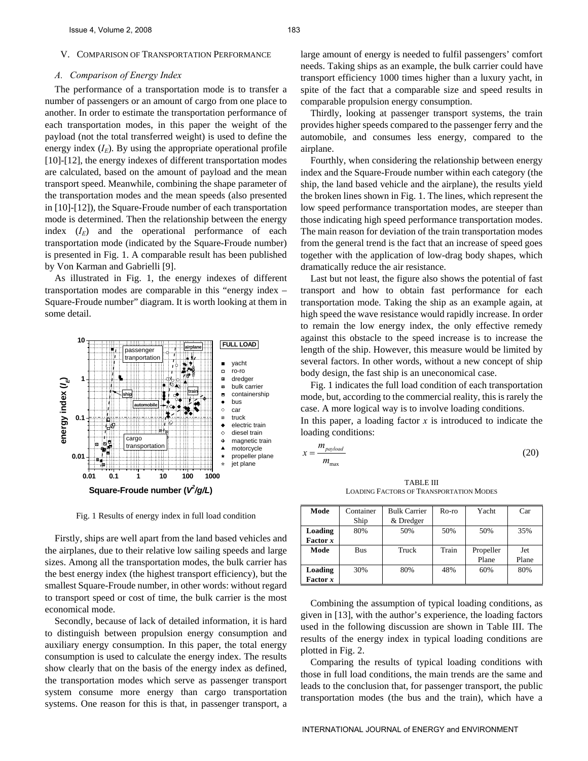## V. Comparison of Transportation Performance

### A. Comparison of Energy Index

The performance of a transportation mode is to transfer a number of passengers or an amount of cargo from one place to another. In order to estimate the transportation performance of each transportation modes, in this paper the weight of the payload (not the total transferred weight) is used to define the energy index ($I_E$). By using the appropriate operational profile [10]-[12], the energy indexes of different transportation modes are calculated, based on the amount of payload and the mean transport speed. Meanwhile, combining the shape parameter of the transportation modes and the mean speeds (also presented in [10]-[12]), the Square-Froude number of each transportation mode is determined. Then the relationship between the energy index ($I_E$) and the operational performance of each transportation mode (indicated by the Square-Froude number) is presented in Fig. 1. A comparable result has been published by Von Karman and Gabrielli [9].

As illustrated in Fig. 1, the energy indexes of different transportation modes are comparable in this "energy index – Square-Froude number" diagram. It is worth looking at them in some detail.

Fig. 1 Results of energy index in full load condition

Firstly, ships are well apart from the land based vehicles and the airplanes, due to their relative low sailing speeds and large sizes. Among all the transportation modes, the bulk carrier has the best energy index (the highest transport efficiency), but the smallest Square-Froude number, in other words: without regard to transport speed or cost of time, the bulk carrier is the most economical mode.

Secondly, because of lack of detailed information, it is hard to distinguish between propulsion energy consumption and auxiliary energy consumption. In this paper, the total energy consumption is used to calculate the energy index. The results show clearly that on the basis of the energy index as defined, the transportation modes which serve as passenger transport system consume more energy than cargo transportation systems. One reason for this is that, in passenger transport, a large amount of energy is needed to fulfil passengers' comfort needs. Taking ships as an example, the bulk carrier could have transport efficiency 1000 times higher than a luxury yacht, in spite of the fact that a comparable size and speed results in comparable propulsion energy consumption.

Thirdly, looking at passenger transport systems, the train provides higher speeds compared to the passenger ferry and the automobile, and consumes less energy, compared to the airplane.

Fourthly, when considering the relationship between energy index and the Square-Froude number within each category (the ship, the land based vehicle and the airplane), the results yield the broken lines shown in Fig. 1. The lines, which represent the low speed performance transportation modes, are steeper than those indicating high speed performance transportation modes. The main reason for deviation of the train transportation modes from the general trend is the fact that an increase of speed goes together with the application of low-drag body shapes, which dramatically reduce the air resistance.

Last but not least, the figure also shows the potential of fast transport and how to obtain fast performance for each transportation mode. Taking the ship as an example again, at high speed the wave resistance would rapidly increase. In order to remain the low energy index, the only effective remedy against this obstacle to the speed increase is to increase the length of the ship. However, this measure would be limited by several factors. In other words, without a new concept of ship body design, the fast ship is an uneconomical case.

Fig. 1 indicates the full load condition of each transportation mode, but, according to the commercial reality, this is rarely the case. A more logical way is to involve loading conditions.

In this paper, a loading factor $x$ is introduced to indicate the loading conditions:

$$x = \frac{m_{payload}}{m_{\max}} \tag{20}$$

TABLE III
Loading Factors of Transportation Modes

| Mode | Container Ship | Bulk Carrier & Dredger | Ro-ro | Yacht | Car |
|---|---|---|---|---|---|
| **Loading Factor *x*** | 80% | 50% | 50% | 50% | 35% |
| **Mode** | Bus | Truck | Train | Propeller Plane | Jet Plane |
| **Loading Factor *x*** | 30% | 80% | 48% | 60% | 80% |

Combining the assumption of typical loading conditions, as given in [13], with the author's experience, the loading factors used in the following discussion are shown in Table III. The results of the energy index in typical loading conditions are plotted in Fig. 2.

Comparing the results of typical loading conditions with those in full load conditions, the main trends are the same and leads to the conclusion that, for passenger transport, the public transportation modes (the bus and the train), which have a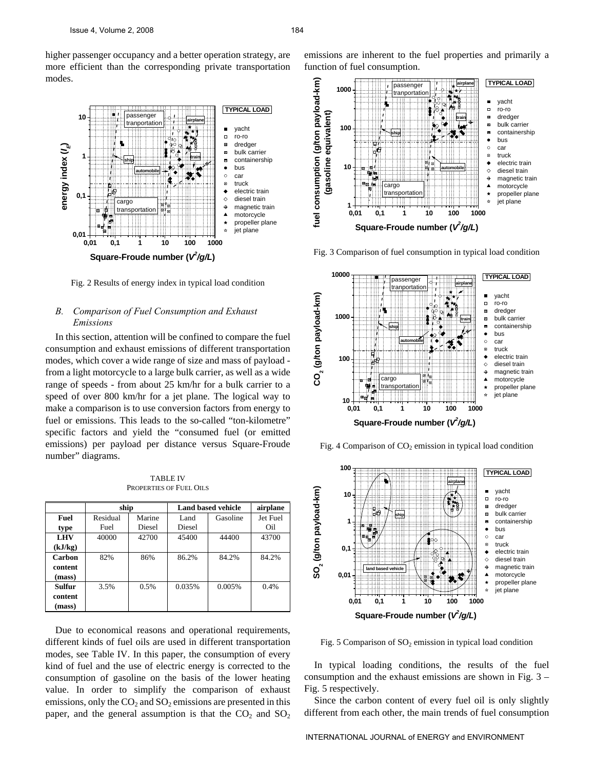higher passenger occupancy and a better operation strategy, are more efficient than the corresponding private transportation modes.

Fig. 2 Results of energy index in typical load condition

### *B. Comparison of Fuel Consumption and Exhaust Emissions*

In this section, attention will be confined to compare the fuel consumption and exhaust emissions of different transportation modes, which cover a wide range of size and mass of payload - from a light motorcycle to a large bulk carrier, as well as a wide range of speeds - from about 25 km/hr for a bulk carrier to a speed of over 800 km/hr for a jet plane. The logical way to make a comparison is to use conversion factors from energy to fuel or emissions. This leads to the so-called "ton-kilometre" specific factors and yield the "consumed fuel (or emitted emissions) per payload per distance versus Square-Froude number" diagrams.

TABLE IV
PROPERTIES OF FUEL OILS

| | ship | | Land based vehicle | | airplane |
|---|---|---|---|---|---|
| **Fuel type** | Residual Fuel | Marine Diesel | Land Diesel | Gasoline | Jet Fuel Oil |
| **LHV (kJ/kg)** | 40000 | 42700 | 45400 | 44400 | 43700 |
| **Carbon content (mass)** | 82% | 86% | 86.2% | 84.2% | 84.2% |
| **Sulfur content (mass)** | 3.5% | 0.5% | 0.035% | 0.005% | 0.4% |

Due to economical reasons and operational requirements, different kinds of fuel oils are used in different transportation modes, see Table IV. In this paper, the consumption of every kind of fuel and the use of electric energy is corrected to the consumption of gasoline on the basis of the lower heating value. In order to simplify the comparison of exhaust emissions, only the $CO_2$ and $SO_2$ emissions are presented in this paper, and the general assumption is that the $CO_2$ and $SO_2$ emissions are inherent to the fuel properties and primarily a function of fuel consumption.

Fig. 3 Comparison of fuel consumption in typical load condition

Fig. 4 Comparison of $CO_2$ emission in typical load condition

Fig. 5 Comparison of $SO_2$ emission in typical load condition

In typical loading conditions, the results of the fuel consumption and the exhaust emissions are shown in Fig. 3 – Fig. 5 respectively.

Since the carbon content of every fuel oil is only slightly different from each other, the main trends of fuel consumption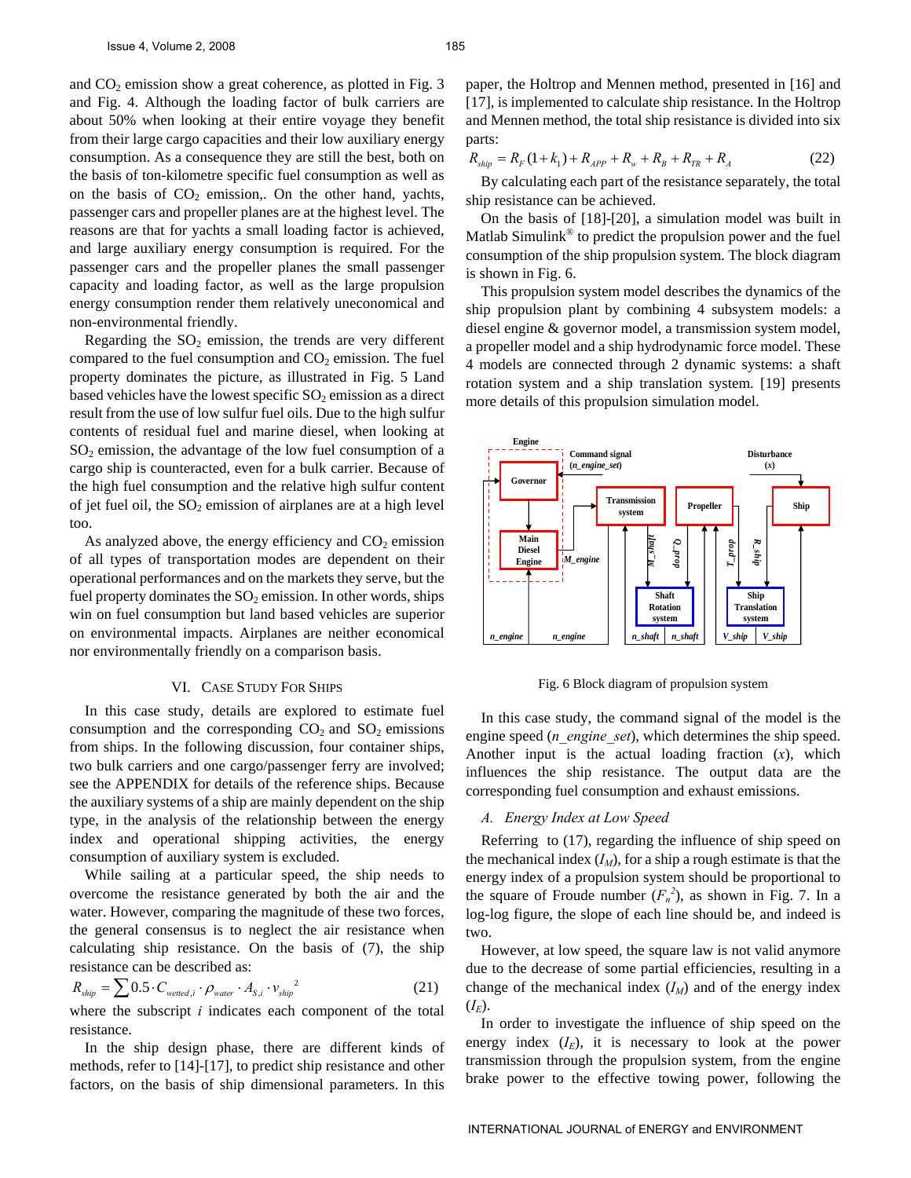and $CO_2$ emission show a great coherence, as plotted in Fig. 3 and Fig. 4. Although the loading factor of bulk carriers are about 50% when looking at their entire voyage they benefit from their large cargo capacities and their low auxiliary energy consumption. As a consequence they are still the best, both on the basis of ton-kilometre specific fuel consumption as well as on the basis of $CO_2$ emission,. On the other hand, yachts, passenger cars and propeller planes are at the highest level. The reasons are that for yachts a small loading factor is achieved, and large auxiliary energy consumption is required. For the passenger cars and the propeller planes the small passenger capacity and loading factor, as well as the large propulsion energy consumption render them relatively uneconomical and non-environmental friendly.

Regarding the $SO_2$ emission, the trends are very different compared to the fuel consumption and $CO_2$ emission. The fuel property dominates the picture, as illustrated in Fig. 5 Land based vehicles have the lowest specific $SO_2$ emission as a direct result from the use of low sulfur fuel oils. Due to the high sulfur contents of residual fuel and marine diesel, when looking at $SO_2$ emission, the advantage of the low fuel consumption of a cargo ship is counteracted, even for a bulk carrier. Because of the high fuel consumption and the relative high sulfur content of jet fuel oil, the $SO_2$ emission of airplanes are at a high level too.

As analyzed above, the energy efficiency and $CO_2$ emission of all types of transportation modes are dependent on their operational performances and on the markets they serve, but the fuel property dominates the $SO_2$ emission. In other words, ships win on fuel consumption but land based vehicles are superior on environmental impacts. Airplanes are neither economical nor environmentally friendly on a comparison basis.

## VI. Case Study For Ships

In this case study, details are explored to estimate fuel consumption and the corresponding $CO_2$ and $SO_2$ emissions from ships. In the following discussion, four container ships, two bulk carriers and one cargo/passenger ferry are involved; see the APPENDIX for details of the reference ships. Because the auxiliary systems of a ship are mainly dependent on the ship type, in the analysis of the relationship between the energy index and operational shipping activities, the energy consumption of auxiliary system is excluded.

While sailing at a particular speed, the ship needs to overcome the resistance generated by both the air and the water. However, comparing the magnitude of these two forces, the general consensus is to neglect the air resistance when calculating ship resistance. On the basis of (7), the ship resistance can be described as:

$$R_{ship} = \sum 0.5 \cdot C_{wetted,i} \cdot \rho_{water} \cdot A_{S,i} \cdot v_{ship}^{\ 2} \tag{21}$$

where the subscript $i$ indicates each component of the total resistance.

In the ship design phase, there are different kinds of methods, refer to [14]-[17], to predict ship resistance and other factors, on the basis of ship dimensional parameters. In this paper, the Holtrop and Mennen method, presented in [16] and [17], is implemented to calculate ship resistance. In the Holtrop and Mennen method, the total ship resistance is divided into six parts:

$$R_{ship} = R_F(1+k_1) + R_{APP} + R_w + R_B + R_{TR} + R_A \tag{22}$$

By calculating each part of the resistance separately, the total ship resistance can be achieved.

On the basis of [18]-[20], a simulation model was built in Matlab Simulink® to predict the propulsion power and the fuel consumption of the ship propulsion system. The block diagram is shown in Fig. 6.

This propulsion system model describes the dynamics of the ship propulsion plant by combining 4 subsystem models: a diesel engine & governor model, a transmission system model, a propeller model and a ship hydrodynamic force model. These 4 models are connected through 2 dynamic systems: a shaft rotation system and a ship translation system. [19] presents more details of this propulsion simulation model.

Fig. 6 Block diagram of propulsion system

In this case study, the command signal of the model is the engine speed (*n_engine_set*), which determines the ship speed. Another input is the actual loading fraction ($x$), which influences the ship resistance. The output data are the corresponding fuel consumption and exhaust emissions.

### A. Energy Index at Low Speed

Referring to (17), regarding the influence of ship speed on the mechanical index ($I_M$), for a ship a rough estimate is that the energy index of a propulsion system should be proportional to the square of Froude number ($F_n^{\ 2}$), as shown in Fig. 7. In a log-log figure, the slope of each line should be, and indeed is two.

However, at low speed, the square law is not valid anymore due to the decrease of some partial efficiencies, resulting in a change of the mechanical index ($I_M$) and of the energy index ($I_E$).

In order to investigate the influence of ship speed on the energy index ($I_E$), it is necessary to look at the power transmission through the propulsion system, from the engine brake power to the effective towing power, following the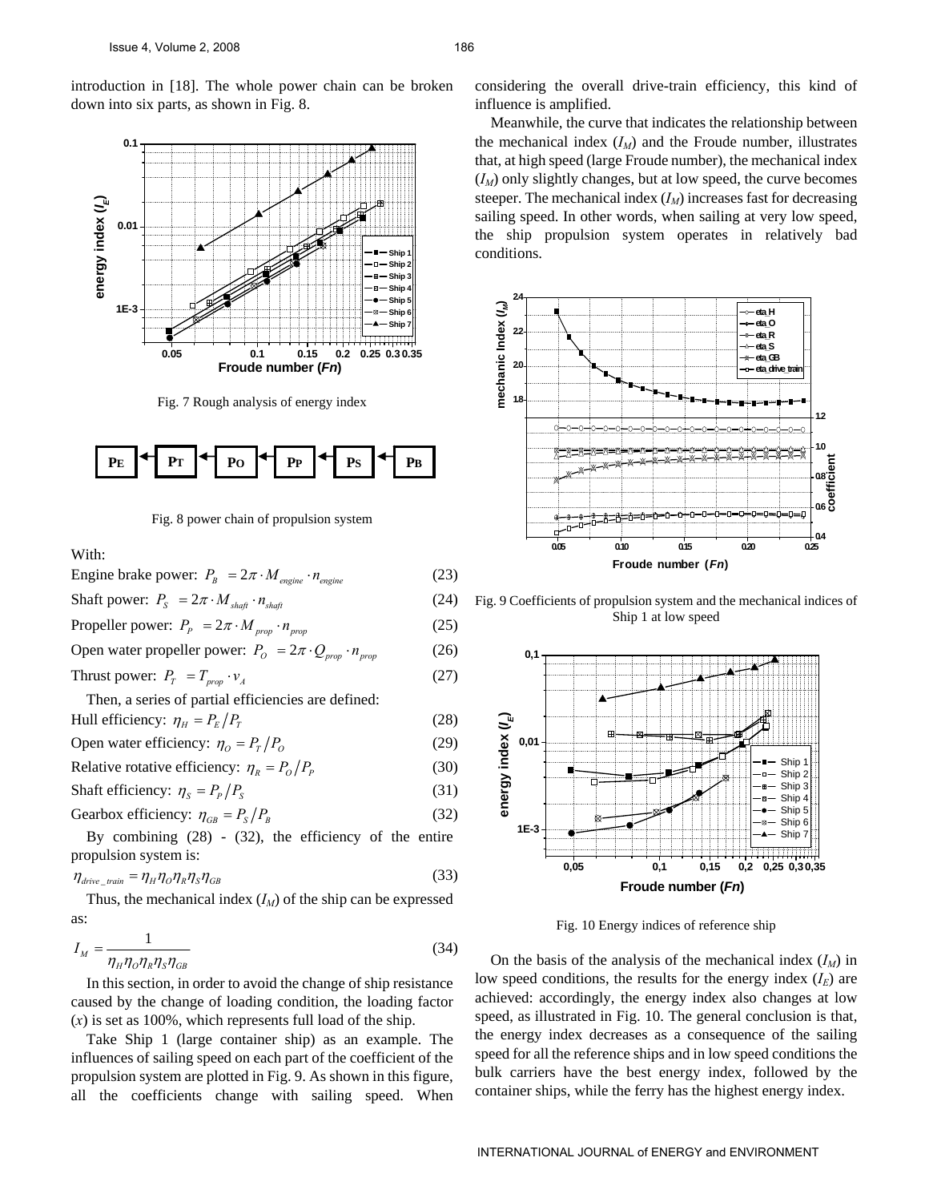introduction in [18]. The whole power chain can be broken down into six parts, as shown in Fig. 8.

Fig. 7 Rough analysis of energy index

Fig. 8 power chain of propulsion system

With:

Engine brake power: $P_B = 2\pi \cdot M_{engine} \cdot n_{engine}$ (23)

Shaft power: $P_S = 2\pi \cdot M_{shaft} \cdot n_{shaft}$ (24)

Propeller power: $P_P = 2\pi \cdot M_{prop} \cdot n_{prop}$ (25)

Open water propeller power: $P_O = 2\pi \cdot Q_{prop} \cdot n_{prop}$ (26)

Thrust power: $P_T = T_{prop} \cdot v_A$ (27)

Then, a series of partial efficiencies are defined:

Hull efficiency: $\eta_H = P_E / P_T$ (28)

Open water efficiency: $\eta_O = P_T / P_O$ (29)

Relative rotative efficiency: $\eta_R = P_O / P_P$ (30)

Shaft efficiency: $\eta_S = P_P / P_S$ (31)

Gearbox efficiency: $\eta_{GB} = P_S / P_B$ (32)

By combining (28) - (32), the efficiency of the entire propulsion system is:

$$\eta_{drive\_train} = \eta_H \eta_O \eta_R \eta_S \eta_{GB} \quad (33)$$

Thus, the mechanical index ($I_M$) of the ship can be expressed as:

$$I_M = \frac{1}{\eta_H \eta_O \eta_R \eta_S \eta_{GB}} \quad (34)$$

In this section, in order to avoid the change of ship resistance caused by the change of loading condition, the loading factor ($x$) is set as 100%, which represents full load of the ship.

Take Ship 1 (large container ship) as an example. The influences of sailing speed on each part of the coefficient of the propulsion system are plotted in Fig. 9. As shown in this figure, all the coefficients change with sailing speed. When considering the overall drive-train efficiency, this kind of influence is amplified.

Meanwhile, the curve that indicates the relationship between the mechanical index ($I_M$) and the Froude number, illustrates that, at high speed (large Froude number), the mechanical index ($I_M$) only slightly changes, but at low speed, the curve becomes steeper. The mechanical index ($I_M$) increases fast for decreasing sailing speed. In other words, when sailing at very low speed, the ship propulsion system operates in relatively bad conditions.

Fig. 9 Coefficients of propulsion system and the mechanical indices of Ship 1 at low speed

Fig. 10 Energy indices of reference ship

On the basis of the analysis of the mechanical index ($I_M$) in low speed conditions, the results for the energy index ($I_E$) are achieved: accordingly, the energy index also changes at low speed, as illustrated in Fig. 10. The general conclusion is that, the energy index decreases as a consequence of the sailing speed for all the reference ships and in low speed conditions the bulk carriers have the best energy index, followed by the container ships, while the ferry has the highest energy index.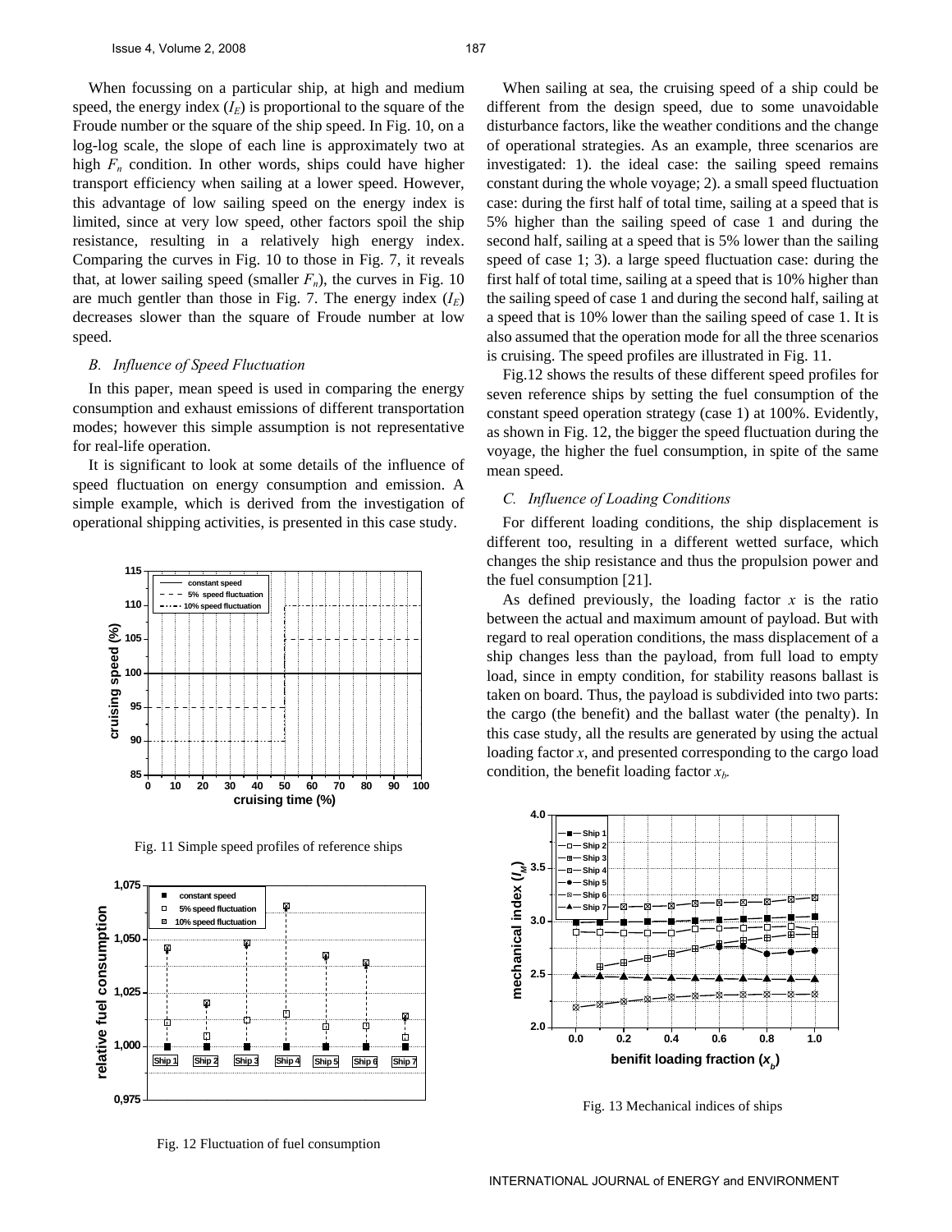When focussing on a particular ship, at high and medium speed, the energy index ($I_E$) is proportional to the square of the Froude number or the square of the ship speed. In Fig. 10, on a log-log scale, the slope of each line is approximately two at high $F_n$ condition. In other words, ships could have higher transport efficiency when sailing at a lower speed. However, this advantage of low sailing speed on the energy index is limited, since at very low speed, other factors spoil the ship resistance, resulting in a relatively high energy index. Comparing the curves in Fig. 10 to those in Fig. 7, it reveals that, at lower sailing speed (smaller $F_n$), the curves in Fig. 10 are much gentler than those in Fig. 7. The energy index ($I_E$) decreases slower than the square of Froude number at low speed.

### *B. Influence of Speed Fluctuation*

In this paper, mean speed is used in comparing the energy consumption and exhaust emissions of different transportation modes; however this simple assumption is not representative for real-life operation.

It is significant to look at some details of the influence of speed fluctuation on energy consumption and emission. A simple example, which is derived from the investigation of operational shipping activities, is presented in this case study.

Fig. 11 Simple speed profiles of reference ships

Fig. 12 Fluctuation of fuel consumption

When sailing at sea, the cruising speed of a ship could be different from the design speed, due to some unavoidable disturbance factors, like the weather conditions and the change of operational strategies. As an example, three scenarios are investigated: 1). the ideal case: the sailing speed remains constant during the whole voyage; 2). a small speed fluctuation case: during the first half of total time, sailing at a speed that is 5% higher than the sailing speed of case 1 and during the second half, sailing at a speed that is 5% lower than the sailing speed of case 1; 3). a large speed fluctuation case: during the first half of total time, sailing at a speed that is 10% higher than the sailing speed of case 1 and during the second half, sailing at a speed that is 10% lower than the sailing speed of case 1. It is also assumed that the operation mode for all the three scenarios is cruising. The speed profiles are illustrated in Fig. 11.

Fig.12 shows the results of these different speed profiles for seven reference ships by setting the fuel consumption of the constant speed operation strategy (case 1) at 100%. Evidently, as shown in Fig. 12, the bigger the speed fluctuation during the voyage, the higher the fuel consumption, in spite of the same mean speed.

### *C. Influence of Loading Conditions*

For different loading conditions, the ship displacement is different too, resulting in a different wetted surface, which changes the ship resistance and thus the propulsion power and the fuel consumption [21].

As defined previously, the loading factor $x$ is the ratio between the actual and maximum amount of payload. But with regard to real operation conditions, the mass displacement of a ship changes less than the payload, from full load to empty load, since in empty condition, for stability reasons ballast is taken on board. Thus, the payload is subdivided into two parts: the cargo (the benefit) and the ballast water (the penalty). In this case study, all the results are generated by using the actual loading factor $x$, and presented corresponding to the cargo load condition, the benefit loading factor $x_b$.

Fig. 13 Mechanical indices of ships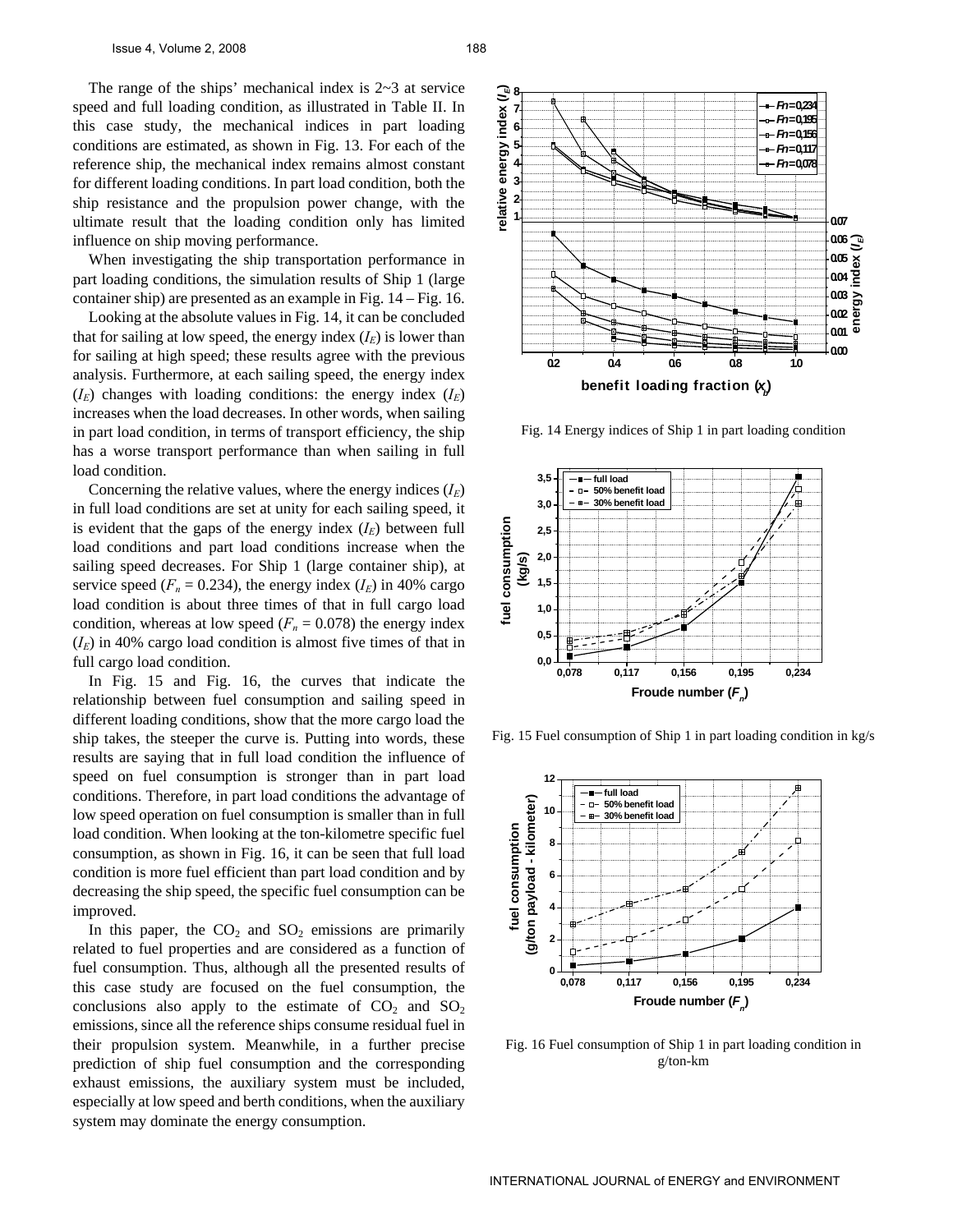The range of the ships' mechanical index is 2~3 at service speed and full loading condition, as illustrated in Table II. In this case study, the mechanical indices in part loading conditions are estimated, as shown in Fig. 13. For each of the reference ship, the mechanical index remains almost constant for different loading conditions. In part load condition, both the ship resistance and the propulsion power change, with the ultimate result that the loading condition only has limited influence on ship moving performance.

When investigating the ship transportation performance in part loading conditions, the simulation results of Ship 1 (large container ship) are presented as an example in Fig. 14 – Fig. 16.

Looking at the absolute values in Fig. 14, it can be concluded that for sailing at low speed, the energy index ($I_E$) is lower than for sailing at high speed; these results agree with the previous analysis. Furthermore, at each sailing speed, the energy index ($I_E$) changes with loading conditions: the energy index ($I_E$) increases when the load decreases. In other words, when sailing in part load condition, in terms of transport efficiency, the ship has a worse transport performance than when sailing in full load condition.

Concerning the relative values, where the energy indices ($I_E$) in full load conditions are set at unity for each sailing speed, it is evident that the gaps of the energy index ($I_E$) between full load conditions and part load conditions increase when the sailing speed decreases. For Ship 1 (large container ship), at service speed ($F_n = 0.234$), the energy index ($I_E$) in 40% cargo load condition is about three times of that in full cargo load condition, whereas at low speed ($F_n = 0.078$) the energy index ($I_E$) in 40% cargo load condition is almost five times of that in full cargo load condition.

In Fig. 15 and Fig. 16, the curves that indicate the relationship between fuel consumption and sailing speed in different loading conditions, show that the more cargo load the ship takes, the steeper the curve is. Putting into words, these results are saying that in full load condition the influence of speed on fuel consumption is stronger than in part load conditions. Therefore, in part load conditions the advantage of low speed operation on fuel consumption is smaller than in full load condition. When looking at the ton-kilometre specific fuel consumption, as shown in Fig. 16, it can be seen that full load condition is more fuel efficient than part load condition and by decreasing the ship speed, the specific fuel consumption can be improved.

In this paper, the $CO_2$ and $SO_2$ emissions are primarily related to fuel properties and are considered as a function of fuel consumption. Thus, although all the presented results of this case study are focused on the fuel consumption, the conclusions also apply to the estimate of $CO_2$ and $SO_2$ emissions, since all the reference ships consume residual fuel in their propulsion system. Meanwhile, in a further precise prediction of ship fuel consumption and the corresponding exhaust emissions, the auxiliary system must be included, especially at low speed and berth conditions, when the auxiliary system may dominate the energy consumption.

Fig. 14 Energy indices of Ship 1 in part loading condition

Fig. 15 Fuel consumption of Ship 1 in part loading condition in kg/s

Fig. 16 Fuel consumption of Ship 1 in part loading condition in g/ton-km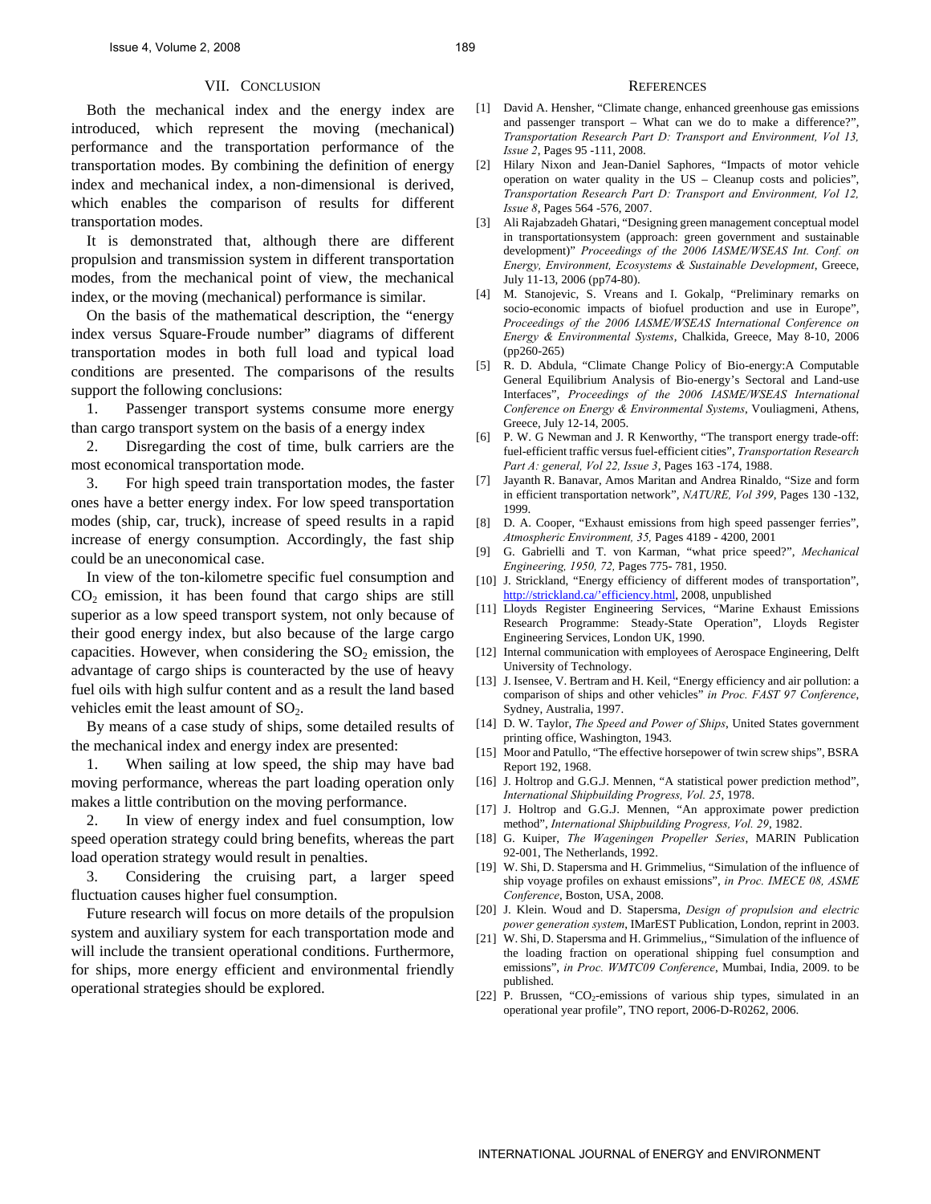## VII. CONCLUSION

Both the mechanical index and the energy index are introduced, which represent the moving (mechanical) performance and the transportation performance of the transportation modes. By combining the definition of energy index and mechanical index, a non-dimensional is derived, which enables the comparison of results for different transportation modes.

It is demonstrated that, although there are different propulsion and transmission system in different transportation modes, from the mechanical point of view, the mechanical index, or the moving (mechanical) performance is similar.

On the basis of the mathematical description, the "energy index versus Square-Froude number" diagrams of different transportation modes in both full load and typical load conditions are presented. The comparisons of the results support the following conclusions:

1. Passenger transport systems consume more energy than cargo transport system on the basis of a energy index
2. Disregarding the cost of time, bulk carriers are the most economical transportation mode.
3. For high speed train transportation modes, the faster ones have a better energy index. For low speed transportation modes (ship, car, truck), increase of speed results in a rapid increase of energy consumption. Accordingly, the fast ship could be an uneconomical case.

In view of the ton-kilometre specific fuel consumption and $CO_2$ emission, it has been found that cargo ships are still superior as a low speed transport system, not only because of their good energy index, but also because of the large cargo capacities. However, when considering the $SO_2$ emission, the advantage of cargo ships is counteracted by the use of heavy fuel oils with high sulfur content and as a result the land based vehicles emit the least amount of $SO_2$.

By means of a case study of ships, some detailed results of the mechanical index and energy index are presented:

1. When sailing at low speed, the ship may have bad moving performance, whereas the part loading operation only makes a little contribution on the moving performance.
2. In view of energy index and fuel consumption, low speed operation strategy could bring benefits, whereas the part load operation strategy would result in penalties.
3. Considering the cruising part, a larger speed fluctuation causes higher fuel consumption.

Future research will focus on more details of the propulsion system and auxiliary system for each transportation mode and will include the transient operational conditions. Furthermore, for ships, more energy efficient and environmental friendly operational strategies should be explored.

## REFERENCES

[1] David A. Hensher, "Climate change, enhanced greenhouse gas emissions and passenger transport – What can we do to make a difference?", *Transportation Research Part D: Transport and Environment, Vol 13, Issue 2*, Pages 95 -111, 2008.

[2] Hilary Nixon and Jean-Daniel Saphores, "Impacts of motor vehicle operation on water quality in the US – Cleanup costs and policies", *Transportation Research Part D: Transport and Environment, Vol 12, Issue 8*, Pages 564 -576, 2007.

[3] Ali Rajabzadeh Ghatari, "Designing green management conceptual model in transportationsystem (approach: green government and sustainable development)" *Proceedings of the 2006 IASME/WSEAS Int. Conf. on Energy, Environment, Ecosystems & Sustainable Development*, Greece, July 11-13, 2006 (pp74-80).

[4] M. Stanojevic, S. Vreans and I. Gokalp, "Preliminary remarks on socio-economic impacts of biofuel production and use in Europe", *Proceedings of the 2006 IASME/WSEAS International Conference on Energy & Environmental Systems*, Chalkida, Greece, May 8-10, 2006 (pp260-265)

[5] R. D. Abdula, "Climate Change Policy of Bio-energy:A Computable General Equilibrium Analysis of Bio-energy's Sectoral and Land-use Interfaces", *Proceedings of the 2006 IASME/WSEAS International Conference on Energy & Environmental Systems*, Vouliagmeni, Athens, Greece, July 12-14, 2005.

[6] P. W. G Newman and J. R Kenworthy, "The transport energy trade-off: fuel-efficient traffic versus fuel-efficient cities", *Transportation Research Part A: general, Vol 22, Issue 3*, Pages 163 -174, 1988.

[7] Jayanth R. Banavar, Amos Maritan and Andrea Rinaldo, "Size and form in efficient transportation network", *NATURE, Vol 399*, Pages 130 -132, 1999.

[8] D. A. Cooper, "Exhaust emissions from high speed passenger ferries", *Atmospheric Environment, 35,* Pages 4189 - 4200, 2001

[9] G. Gabrielli and T. von Karman, "what price speed?", *Mechanical Engineering, 1950, 72,* Pages 775- 781, 1950.

[10] J. Strickland, "Energy efficiency of different modes of transportation", http://strickland.ca/'efficiency.html, 2008, unpublished

[11] Lloyds Register Engineering Services, "Marine Exhaust Emissions Research Programme: Steady-State Operation", Lloyds Register Engineering Services, London UK, 1990.

[12] Internal communication with employees of Aerospace Engineering, Delft University of Technology.

[13] J. Isensee, V. Bertram and H. Keil, "Energy efficiency and air pollution: a comparison of ships and other vehicles" *in Proc. FAST 97 Conference*, Sydney, Australia, 1997.

[14] D. W. Taylor, *The Speed and Power of Ships*, United States government printing office, Washington, 1943.

[15] Moor and Patullo, "The effective horsepower of twin screw ships", BSRA Report 192, 1968.

[16] J. Holtrop and G.G.J. Mennen, "A statistical power prediction method", *International Shipbuilding Progress, Vol. 25,* 1978.

[17] J. Holtrop and G.G.J. Mennen, "An approximate power prediction method", *International Shipbuilding Progress, Vol. 29*, 1982.

[18] G. Kuiper, *The Wageningen Propeller Series*, MARIN Publication 92-001, The Netherlands, 1992.

[19] W. Shi, D. Stapersma and H. Grimmelius, "Simulation of the influence of ship voyage profiles on exhaust emissions", *in Proc. IMECE 08, ASME Conference*, Boston, USA, 2008.

[20] J. Klein. Woud and D. Stapersma, *Design of propulsion and electric power generation system*, IMarEST Publication, London, reprint in 2003.

[21] W. Shi, D. Stapersma and H. Grimmelius,, "Simulation of the influence of the loading fraction on operational shipping fuel consumption and emissions", *in Proc. WMTC09 Conference*, Mumbai, India, 2009. to be published.

[22] P. Brussen, "$CO_2$-emissions of various ship types, simulated in an operational year profile", TNO report, 2006-D-R0262, 2006.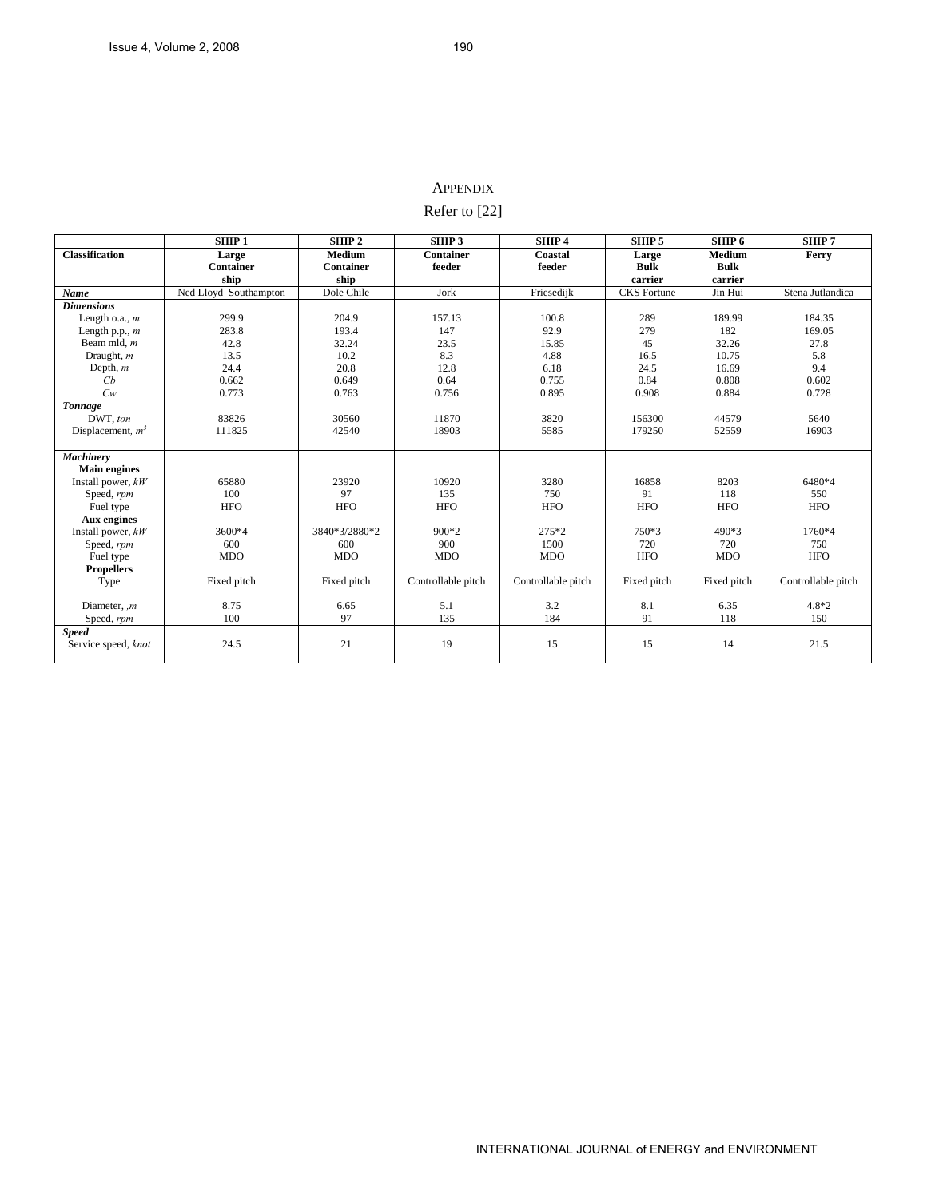# APPENDIX

Refer to [22]

| | SHIP 1 | SHIP 2 | SHIP 3 | SHIP 4 | SHIP 5 | SHIP 6 | SHIP 7 |
|---|---|---|---|---|---|---|---|
| **Classification** | **Large Container ship** | **Medium Container ship** | **Container feeder** | **Coastal feeder** | **Large Bulk carrier** | **Medium Bulk carrier** | **Ferry** |
| ***Name*** | Ned Lloyd Southampton | Dole Chile | Jork | Friesedijk | CKS Fortune | Jin Hui | Stena Jutlandica |
| ***Dimensions*** | | | | | | | |
| Length o.a., *m* | 299.9 | 204.9 | 157.13 | 100.8 | 289 | 189.99 | 184.35 |
| Length p.p., *m* | 283.8 | 193.4 | 147 | 92.9 | 279 | 182 | 169.05 |
| Beam mld, *m* | 42.8 | 32.24 | 23.5 | 15.85 | 45 | 32.26 | 27.8 |
| Draught, *m* | 13.5 | 10.2 | 8.3 | 4.88 | 16.5 | 10.75 | 5.8 |
| Depth, *m* | 24.4 | 20.8 | 12.8 | 6.18 | 24.5 | 16.69 | 9.4 |
| $C_b$ | 0.662 | 0.649 | 0.64 | 0.755 | 0.84 | 0.808 | 0.602 |
| $C_w$ | 0.773 | 0.763 | 0.756 | 0.895 | 0.908 | 0.884 | 0.728 |
| ***Tonnage*** | | | | | | | |
| DWT, *ton* | 83826 | 30560 | 11870 | 3820 | 156300 | 44579 | 5640 |
| Displacement, $m^3$ | 111825 | 42540 | 18903 | 5585 | 179250 | 52559 | 16903 |
| ***Machinery*** | | | | | | | |
| **Main engines** | | | | | | | |
| Install power, *kW* | 65880 | 23920 | 10920 | 3280 | 16858 | 8203 | 6480*4 |
| Speed, *rpm* | 100 | 97 | 135 | 750 | 91 | 118 | 550 |
| Fuel type | HFO | HFO | HFO | HFO | HFO | HFO | HFO |
| **Aux engines** | | | | | | | |
| Install power, *kW* | 3600*4 | 3840*3/2880*2 | 900*2 | 275*2 | 750*3 | 490*3 | 1760*4 |
| Speed, *rpm* | 600 | 600 | 900 | 1500 | 720 | 720 | 750 |
| Fuel type | MDO | MDO | MDO | MDO | HFO | MDO | HFO |
| **Propellers** | | | | | | | |
| Type | Fixed pitch | Fixed pitch | Controllable pitch | Controllable pitch | Fixed pitch | Fixed pitch | Controllable pitch |
| Diameter, ,*m* | 8.75 | 6.65 | 5.1 | 3.2 | 8.1 | 6.35 | 4.8*2 |
| Speed, *rpm* | 100 | 97 | 135 | 184 | 91 | 118 | 150 |
| ***Speed*** | | | | | | | |
| Service speed, *knot* | 24.5 | 21 | 19 | 15 | 15 | 14 | 21.5 |